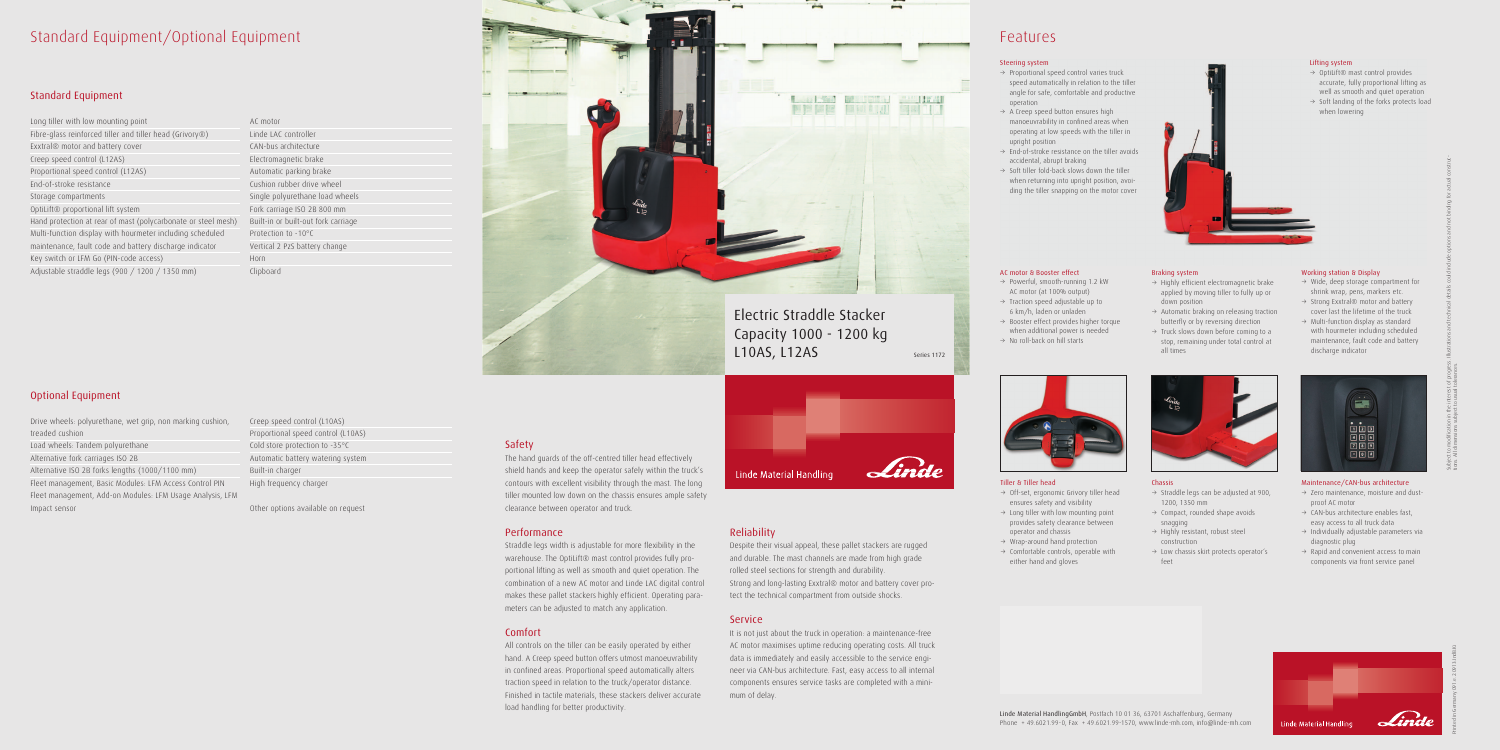# Standard Equipment/Optional Equipment

## Standard Equipment

| | |
|---|---|
| Long tiller with low mounting point | AC motor |
| Fibre-glass reinforced tiller and tiller head (Grivory®) | Linde LAC controller |
| Exxtral® motor and battery cover | CAN-bus architecture |
| Creep speed control (L12AS) | Electromagnetic brake |
| Proportional speed control (L12AS) | Automatic parking brake |
| End-of-stroke resistance | Cushion rubber drive wheel |
| Storage compartments | Single polyurethane load wheels |
| OptiLift® proportional lift system | Fork carriage ISO 2B 800 mm |
| Hand protection at rear of mast (polycarbonate or steel mesh) | Built-in or built-out fork carriage |
| Multi-function display with hourmeter including scheduled | Protection to -10°C |
| maintenance, fault code and battery discharge indicator | Vertical 2 PzS battery change |
| Key switch or LFM Go (PIN-code access) | Horn |
| Adjustable straddle legs (900 / 1200 / 1350 mm) | Clipboard |

## Optional Equipment

| | |
|---|---|
| Drive wheels: polyurethane, wet grip, non marking cushion, treaded cushion | Creep speed control (L10AS) |
| Load wheels: Tandem polyurethane | Proportional speed control (L10AS) |
| Alternative fork carriages ISO 2B | Cold store protection to -35°C |
| Alternative ISO 2B forks lengths (1000/1100 mm) | Automatic battery watering system |
| Fleet management, Basic Modules: LFM Access Control PIN | Built-in charger |
| Fleet management, Add-on Modules: LFM Usage Analysis, LFM Impact sensor | High frequency charger |
| | Other options available on request |

# Electric Straddle Stacker Capacity 1000 - 1200 kg L10AS, L12AS

Series 1172

Linde Material Handling

## Safety

The hand guards of the off-centred tiller head effectively shield hands and keep the operator safely within the truck's contours with excellent visibility through the mast. The long tiller mounted low down on the chassis ensures ample safety clearance between operator and truck.

## Performance

Straddle legs width is adjustable for more flexibility in the warehouse. The OptiLift® mast control provides fully proportional lifting as well as smooth and quiet operation. The combination of a new AC motor and Linde LAC digital control makes these pallet stackers highly efficient. Operating parameters can be adjusted to match any application.

## Comfort

All controls on the tiller can be easily operated by either hand. A Creep speed button offers utmost manoeuvrability in confined areas. Proportional speed automatically alters traction speed in relation to the truck/operator distance. Finished in tactile materials, these stackers deliver accurate load handling for better productivity.

## Reliability

Despite their visual appeal, these pallet stackers are rugged and durable. The mast channels are made from high grade rolled steel sections for strength and durability.
Strong and long-lasting Exxtral® motor and battery cover protect the technical compartment from outside shocks.

## Service

It is not just about the truck in operation: a maintenance-free AC motor maximises uptime reducing operating costs. All truck data is immediately and easily accessible to the service engineer via CAN-bus architecture. Fast, easy access to all internal components ensures service tasks are completed with a minimum of delay.

# Features

### Steering system

- → Proportional speed control varies truck speed automatically in relation to the tiller angle for safe, comfortable and productive operation
- → A Creep speed button ensures high manoeuvrability in confined areas when operating at low speeds with the tiller in upright position
- → End-of-stroke resistance on the tiller avoids accidental, abrupt braking
- → Soft tiller fold-back slows down the tiller when returning into upright position, avoiding the tiller snapping on the motor cover

### Lifting system

- → OptiLift® mast control provides accurate, fully proportional lifting as well as smooth and quiet operation
- → Soft landing of the forks protects load when lowering

### AC motor & Booster effect

- → Powerful, smooth-running 1.2 kW AC motor (at 100% output)
- → Traction speed adjustable up to 6 km/h, laden or unladen
- → Booster effect provides higher torque when additional power is needed
- → No roll-back on hill starts

### Braking system

- → Highly efficient electromagnetic brake applied by moving tiller to fully up or down position
- → Automatic braking on releasing traction butterfly or by reversing direction
- → Truck slows down before coming to a stop, remaining under total control at all times

### Working station & Display

- → Wide, deep storage compartment for shrink wrap, pens, markers etc.
- → Strong Exxtral® motor and battery cover last the lifetime of the truck
- → Multi-function display as standard with hourmeter including scheduled maintenance, fault code and battery discharge indicator

### Tiller & Tiller head

- → Off-set, ergonomic Grivory tiller head ensures safety and visibility
- → Long tiller with low mounting point provides safety clearance between operator and chassis
- → Wrap-around hand protection
- → Comfortable controls, operable with either hand and gloves

### Chassis

- → Straddle legs can be adjusted at 900, 1200, 1350 mm
- → Compact, rounded shape avoids snagging
- → Highly resistant, robust steel construction
- → Low chassis skirt protects operator's feet

### Maintenance/CAN-bus architecture

- → Zero maintenance, moisture and dust-proof AC motor
- → CAN-bus architecture enables fast, easy access to all truck data
- → Individually adjustable parameters via diagnostic plug
- → Rapid and convenient access to main components via front service panel

Linde Material Handling GmbH, Postfach 10 01 36, 63701 Aschaffenburg, Germany
Phone +49.6021.99-0, Fax +49.6021.99-1570, www.linde-mh.com, info@linde-mh.com

Linde Material Handling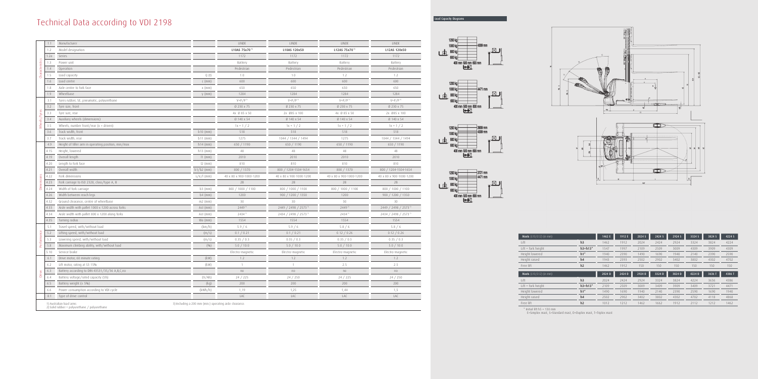# Technical Data according to VDI 2198

| | | | | | | | |
|---|---|---|---|---|---|---|---|
| Characteristics | 1.1 | Manufacturer | | LINDE | LINDE | LINDE | LINDE |
| | 1.2 | Model designation | | L10AS 75x70 [1] | L10AS 120x50 | L12AS 75x70 [1] | L12AS 120x50 |
| | 1.2a | Series | | 1172 | 1172 | 1172 | 1172 |
| | 1.3 | Power unit | | Battery | Battery | Battery | Battery |
| | 1.4 | Operation | | Pedestrian | Pedestrian | Pedestrian | Pedestrian |
| | 1.5 | Load capacity | Q (t) | 1.0 | 1.0 | 1.2 | 1.2 |
| | 1.6 | Load centre | c (mm) | 600 | 600 | 600 | 600 |
| | 1.8 | Axle centre to fork face | x (mm) | 650 | 650 | 650 | 650 |
| | 1.9 | Wheelbase | y (mm) | 1284 | 1284 | 1284 | 1284 |
| Wheels/Tyres | 3.1 | Tyres rubber, SE, pneumatic, polyurethane | | V+P/P [2] | V+P/P [2] | V+P/P [2] | V+P/P [2] |
| | 3.2 | Tyre size, front | | Ø 230 x 75 | Ø 230 x 75 | Ø 230 x 75 | Ø 230 x 75 |
| | 3.3 | Tyre size, rear | | 4x Ø 85 x 50 | 2x Ø85 x 100 | 4x Ø 85 x 50 | 2x Ø85 x 100 |
| | 3.4 | Auxiliary wheels (dimensions) | | Ø 140 x 54 | Ø 140 x 54 | Ø 140 x 54 | Ø 140 x 54 |
| | 3.5 | Wheels, number front/rear (x = driven) | | 1x + 1 / 2 | 1x + 1 / 2 | 1x + 1 / 2 | 1x + 1 / 2 |
| | 3.6 | Track width, front | b10 (mm) | 518 | 518 | 518 | 518 |
| | 3.7 | Track width, rear | b11 (mm) | 1275 | 1044 / 1344 / 1494 | 1275 | 1044 / 1344 / 1494 |
| Dimensions | 4.9 | Height of tiller arm in operating position, min/max | h14 (mm) | 650 / 1190 | 650 / 1190 | 650 / 1190 | 650 / 1190 |
| | 4.15 | Height, lowered | h13 (mm) | 48 | 48 | 48 | 48 |
| | 4.19 | Overall length | l1 (mm) | 2010 | 2010 | 2010 | 2010 |
| | 4.20 | Length to fork face | l2 (mm) | 810 | 810 | 810 | 810 |
| | 4.21 | Overall width | b1/b2 (mm) | 800 / 1370 | 800 / 1204-1504-1654 | 800 / 1370 | 800 / 1204-1504-1654 |
| | 4.22 | Fork dimensions | s/e/l (mm) | 40 x 80 x 900-1000-1200 | 40 x 80 x 900-1000-1200 | 40 x 80 x 900-1000-1200 | 40 x 80 x 900-1000-1200 |
| | 4.23 | Fork carriage to ISO 2328, class/type A, B | | 2B | 2B | 2B | 2B |
| | 4.24 | Width of fork carriage | b3 (mm) | 800 / 1000 / 1100 | 800 / 1000 / 1100 | 800 / 1000 / 1100 | 800 / 1000 / 1100 |
| | 4.26 | Width between reach legs | b4 (mm) | 1200 | 900 / 1200 / 1350 | 1200 | 900 / 1200 / 1350 |
| | 4.32 | Ground clearance, centre of wheelbase | m2 (mm) | 30 | 30 | 30 | 30 |
| | 4.33 | Aisle width with pallet 1000 x 1200 across forks | Ast (mm) | 2449 [3] | 2449 / 2498 / 2573 [3] | 2449 [3] | 2449 / 2498 / 2573 [3] |
| | 4.34 | Aisle width with pallet 800 x 1200 along forks | Ast (mm) | 2434 [3] | 2434 / 2498 / 2573 [3] | 2434 [3] | 2434 / 2498 / 2573 [3] |
| | 4.35 | Turning radius | Wa (mm) | 1554 | 1554 | 1554 | 1554 |
| Performance | 5.1 | Travel speed, with/without load | (km/h) | 5.9 / 6 | 5.9 / 6 | 5.8 / 6 | 5.8 / 6 |
| | 5.2 | Lifting speed, with/without load | (m/s) | 0.1 / 0.21 | 0.1 / 0.21 | 0.12 / 0.26 | 0.12 / 0.26 |
| | 5.3 | Lowering speed, with/without load | (m/s) | 0.35 / 0.3 | 0.35 / 0.3 | 0.35 / 0.3 | 0.35 / 0.3 |
| | 5.8 | Maximum climbing ability, with/without load | (%) | 5.0 / 10.0 | 5.0 / 10.0 | 5.0 / 10.0 | 5.0 / 10.0 |
| | 5.10 | Service brake | | Electro-magnetic | Electro-magnetic | Electro-magnetic | Electro-magnetic |
| Drive | 6.1 | Drive motor, 60 minute rating | (kW) | 1.2 | 1.2 | 1.2 | 1.2 |
| | 6.2 | Lift motor, rating at S3 15% | (kW) | 1 | 1 | 2.5 | 2.5 |
| | 6.3 | Battery according to DIN 43531/35/36 A,B,C,no | | no | no | no | no |
| | 6.4 | Battery voltage/rated capacity (5h) | (V/Ah) | 24 / 225 | 24 / 250 | 24 / 225 | 24 / 250 |
| | 6.5 | Battery weight (± 5%) | (kg) | 200 | 200 | 200 | 200 |
| | 6.6 | Power consumption according to VDI cycle | (kWh/h) | 1,19 | 1,25 | 1,44 | 1,5 |
| | 8.1 | Type of drive control | | LAC | LAC | LAC | LAC |

1) Australian load arms
2) Solid rubber + polyurethane / polyurethane
3) Including a 200 mm (min.) operating aisle clearance.

Load Capacity Diagrams

1200 kg
1000 kg
800 kg
600 kg
4309 mm
400 mm 500 mm 600 mm

1200 kg
1000 kg
800 kg
600 kg
4471 mm
400 mm 500 mm 600 mm

1200 kg
1000 kg
800 kg
600 kg
3909 mm
4309 mm
400 mm 500 mm 600 mm

1200 kg
1000 kg
800 kg
600 kg
3721 mm
4471 mm
400 mm 500 mm 600 mm

| Masts (L10/L12) (in mm) | | 1462 E | 1912 E | 2024 S | 2424 S | 2924 S | 3324 S | 3824 S | 4224 S |
|---|---|---|---|---|---|---|---|---|---|
| Lift | h3 | 1462 | 1912 | 2024 | 2424 | 2924 | 3324 | 3824 | 4224 |
| Lift + fork height | h3+h13* | 1547 | 1997 | 2109 | 2509 | 3009 | 3409 | 3909 | 4309 |
| Height lowered | h1* | 1940 | 2390 | 1490 | 1690 | 1940 | 2140 | 2390 | 2590 |
| Height raised | h4 | 1943 | 2393 | 2502 | 2902 | 3402 | 3802 | 4302 | 4702 |
| Free lift | h2 | 1462 | 1912 | 150 | 150 | 150 | 150 | 150 | 150 |

| Masts (L10/L12) (in mm) | | 2024 D | 2424 D | 2924 D | 3324 D | 3824 D | 4224 D | 3636 T | 4386 T |
|---|---|---|---|---|---|---|---|---|---|
| Lift | h3 | 2024 | 2424 | 2924 | 3324 | 3824 | 4224 | 3636 | 4386 |
| Lift + fork height | h3+h13* | 2109 | 2509 | 3009 | 3409 | 3909 | 3409 | 3721 | 4471 |
| Height lowered | h1* | 1490 | 1690 | 1940 | 2140 | 2390 | 2590 | 1690 | 1940 |
| Height raised | h4 | 2502 | 2902 | 3402 | 3802 | 4302 | 4702 | 4118 | 4868 |
| Free lift | h2 | 1012 | 1212 | 1462 | 1662 | 1912 | 2112 | 1212 | 1462 |

\* Initial lift h5 = 130 mm
E=Simplex mast, S=Standard mast, D=Duplex mast, T=Triplex mast